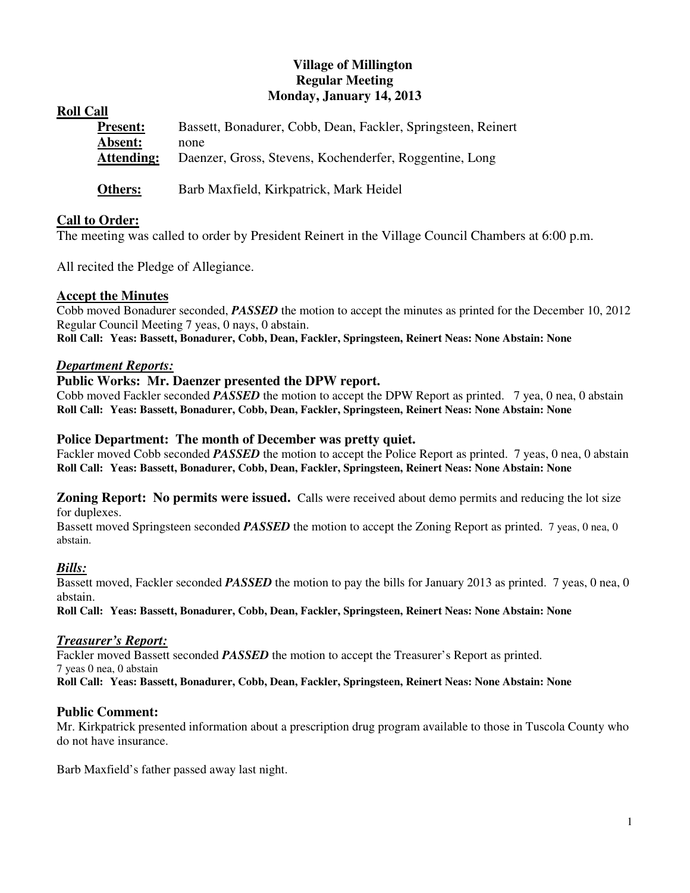# Village of Millington
## Regular Meeting
## Monday, January 14, 2013

**Roll Call**

**Present:** Bassett, Bonadurer, Cobb, Dean, Fackler, Springsteen, Reinert
**Absent:** none
**Attending:** Daenzer, Gross, Stevens, Kochenderfer, Roggentine, Long

**Others:** Barb Maxfield, Kirkpatrick, Mark Heidel

**Call to Order:**
The meeting was called to order by President Reinert in the Village Council Chambers at 6:00 p.m.

All recited the Pledge of Allegiance.

**Accept the Minutes**
Cobb moved Bonadurer seconded, ***PASSED*** the motion to accept the minutes as printed for the December 10, 2012 Regular Council Meeting 7 yeas, 0 nays, 0 abstain.
**Roll Call: Yeas: Bassett, Bonadurer, Cobb, Dean, Fackler, Springsteen, Reinert Neas: None Abstain: None**

***Department Reports:***

**Public Works: Mr. Daenzer presented the DPW report.**
Cobb moved Fackler seconded ***PASSED*** the motion to accept the DPW Report as printed. 7 yea, 0 nea, 0 abstain
**Roll Call: Yeas: Bassett, Bonadurer, Cobb, Dean, Fackler, Springsteen, Reinert Neas: None Abstain: None**

**Police Department: The month of December was pretty quiet.**
Fackler moved Cobb seconded ***PASSED*** the motion to accept the Police Report as printed. 7 yeas, 0 nea, 0 abstain
**Roll Call: Yeas: Bassett, Bonadurer, Cobb, Dean, Fackler, Springsteen, Reinert Neas: None Abstain: None**

**Zoning Report: No permits were issued.** Calls were received about demo permits and reducing the lot size for duplexes.
Bassett moved Springsteen seconded ***PASSED*** the motion to accept the Zoning Report as printed. 7 yeas, 0 nea, 0 abstain.

***Bills:***
Bassett moved, Fackler seconded ***PASSED*** the motion to pay the bills for January 2013 as printed. 7 yeas, 0 nea, 0 abstain.
**Roll Call: Yeas: Bassett, Bonadurer, Cobb, Dean, Fackler, Springsteen, Reinert Neas: None Abstain: None**

***Treasurer's Report:***
Fackler moved Bassett seconded ***PASSED*** the motion to accept the Treasurer's Report as printed.
7 yeas 0 nea, 0 abstain
**Roll Call: Yeas: Bassett, Bonadurer, Cobb, Dean, Fackler, Springsteen, Reinert Neas: None Abstain: None**

**Public Comment:**
Mr. Kirkpatrick presented information about a prescription drug program available to those in Tuscola County who do not have insurance.

Barb Maxfield's father passed away last night.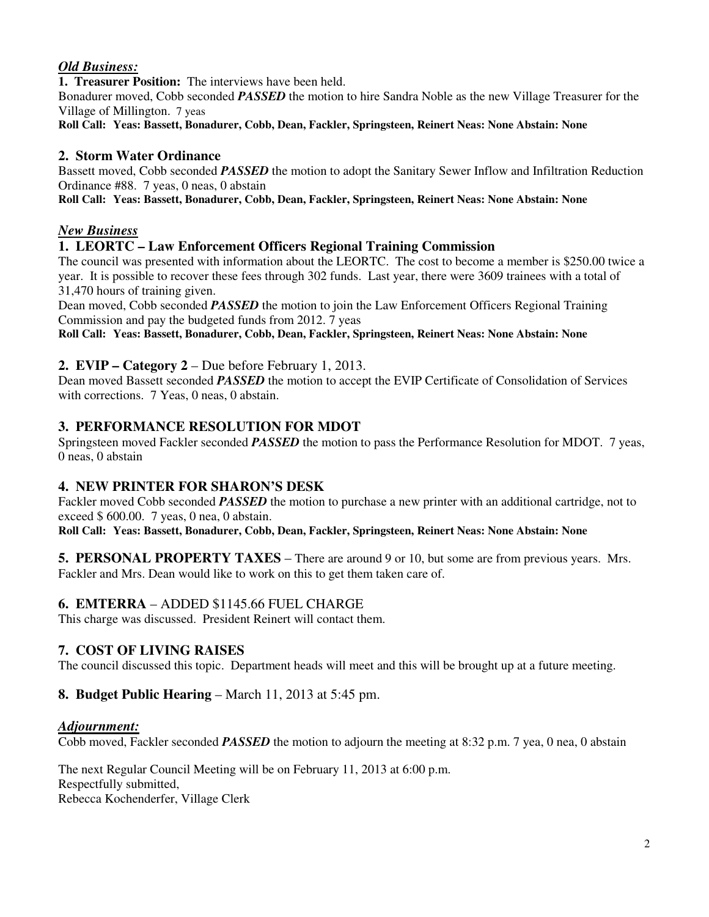***Old Business:***

**1. Treasurer Position:** The interviews have been held.

Bonadurer moved, Cobb seconded ***PASSED*** the motion to hire Sandra Noble as the new Village Treasurer for the Village of Millington. 7 yeas

**Roll Call: Yeas: Bassett, Bonadurer, Cobb, Dean, Fackler, Springsteen, Reinert Neas: None Abstain: None**

### 2. Storm Water Ordinance

Bassett moved, Cobb seconded ***PASSED*** the motion to adopt the Sanitary Sewer Inflow and Infiltration Reduction Ordinance #88. 7 yeas, 0 neas, 0 abstain

**Roll Call: Yeas: Bassett, Bonadurer, Cobb, Dean, Fackler, Springsteen, Reinert Neas: None Abstain: None**

***New Business***

### 1. LEORTC – Law Enforcement Officers Regional Training Commission

The council was presented with information about the LEORTC. The cost to become a member is $250.00 twice a year. It is possible to recover these fees through 302 funds. Last year, there were 3609 trainees with a total of 31,470 hours of training given.

Dean moved, Cobb seconded ***PASSED*** the motion to join the Law Enforcement Officers Regional Training Commission and pay the budgeted funds from 2012. 7 yeas

**Roll Call: Yeas: Bassett, Bonadurer, Cobb, Dean, Fackler, Springsteen, Reinert Neas: None Abstain: None**

### 2. EVIP – Category 2 – Due before February 1, 2013.

Dean moved Bassett seconded ***PASSED*** the motion to accept the EVIP Certificate of Consolidation of Services with corrections. 7 Yeas, 0 neas, 0 abstain.

### 3. PERFORMANCE RESOLUTION FOR MDOT

Springsteen moved Fackler seconded ***PASSED*** the motion to pass the Performance Resolution for MDOT. 7 yeas, 0 neas, 0 abstain

### 4. NEW PRINTER FOR SHARON'S DESK

Fackler moved Cobb seconded ***PASSED*** the motion to purchase a new printer with an additional cartridge, not to exceed $ 600.00. 7 yeas, 0 nea, 0 abstain.

**Roll Call: Yeas: Bassett, Bonadurer, Cobb, Dean, Fackler, Springsteen, Reinert Neas: None Abstain: None**

**5. PERSONAL PROPERTY TAXES** – There are around 9 or 10, but some are from previous years. Mrs. Fackler and Mrs. Dean would like to work on this to get them taken care of.

### 6. EMTERRA – ADDED $1145.66 FUEL CHARGE

This charge was discussed. President Reinert will contact them.

### 7. COST OF LIVING RAISES

The council discussed this topic. Department heads will meet and this will be brought up at a future meeting.

**8. Budget Public Hearing** – March 11, 2013 at 5:45 pm.

***Adjournment:***

Cobb moved, Fackler seconded ***PASSED*** the motion to adjourn the meeting at 8:32 p.m. 7 yea, 0 nea, 0 abstain

The next Regular Council Meeting will be on February 11, 2013 at 6:00 p.m.
Respectfully submitted,
Rebecca Kochenderfer, Village Clerk